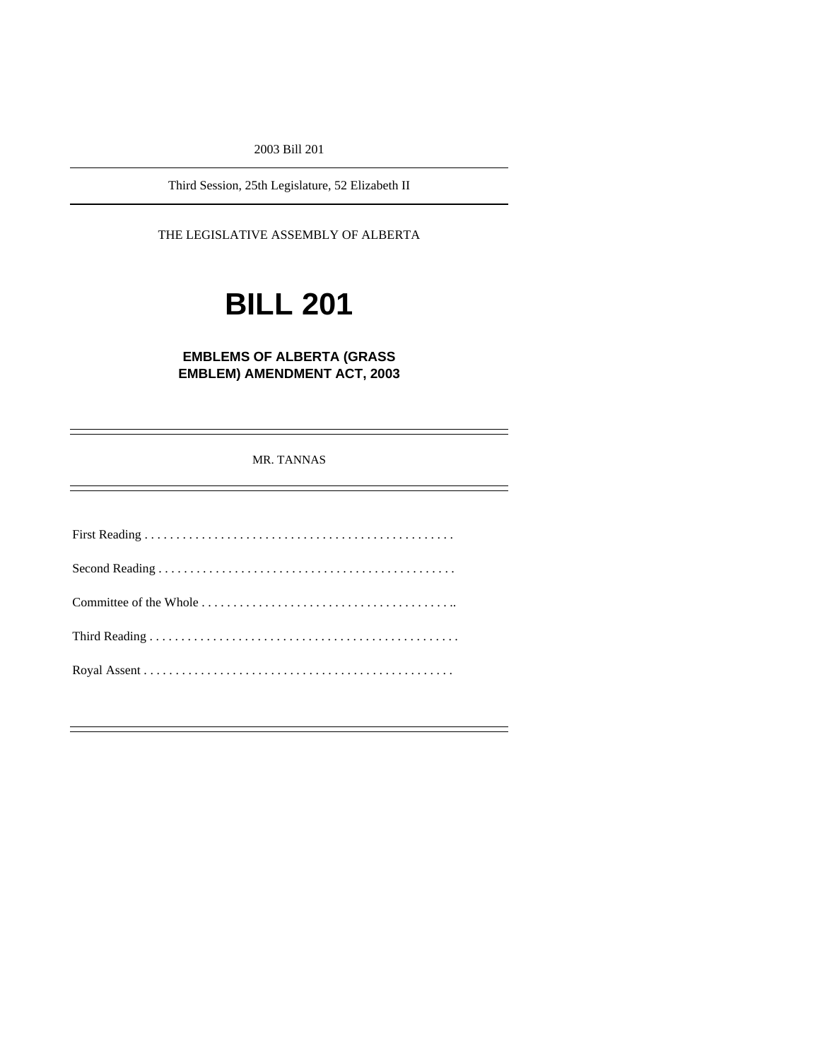2003 Bill 201

Third Session, 25th Legislature, 52 Elizabeth II

THE LEGISLATIVE ASSEMBLY OF ALBERTA

# BILL 201

## EMBLEMS OF ALBERTA (GRASS EMBLEM) AMENDMENT ACT, 2003

MR. TANNAS

First Reading . . . . . . . . . . . . . . . . . . . . . . . . . . . . . . . . . . . . . . . . . . . . . . . . .

Second Reading . . . . . . . . . . . . . . . . . . . . . . . . . . . . . . . . . . . . . . . . . . . . . . .

Committee of the Whole . . . . . . . . . . . . . . . . . . . . . . . . . . . . . . . . . . . . . . . . ..

Third Reading . . . . . . . . . . . . . . . . . . . . . . . . . . . . . . . . . . . . . . . . . . . . . . . . .

Royal Assent . . . . . . . . . . . . . . . . . . . . . . . . . . . . . . . . . . . . . . . . . . . . . . . . .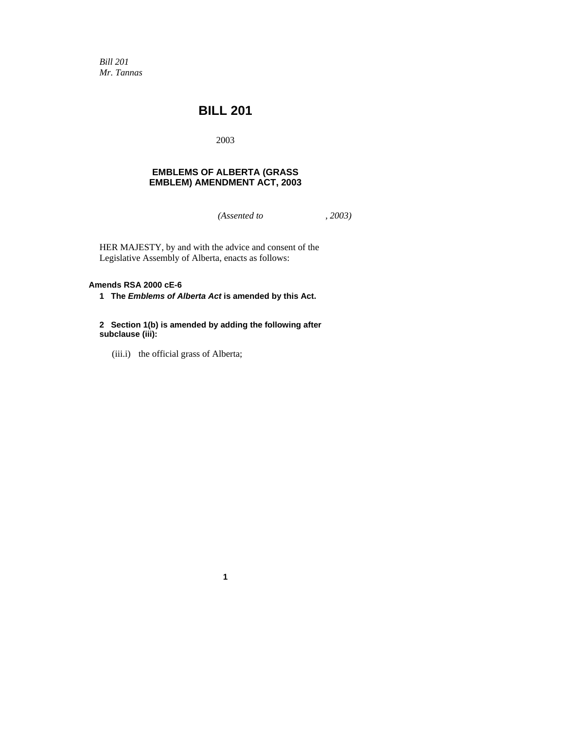*Bill 201*
*Mr. Tannas*

# BILL 201

2003

## EMBLEMS OF ALBERTA (GRASS EMBLEM) AMENDMENT ACT, 2003

*(Assented to , 2003)*

HER MAJESTY, by and with the advice and consent of the Legislative Assembly of Alberta, enacts as follows:

**Amends RSA 2000 cE-6**

**1 The *Emblems of Alberta Act* is amended by this Act.**

**2 Section 1(b) is amended by adding the following after subclause (iii):**

(iii.i) the official grass of Alberta;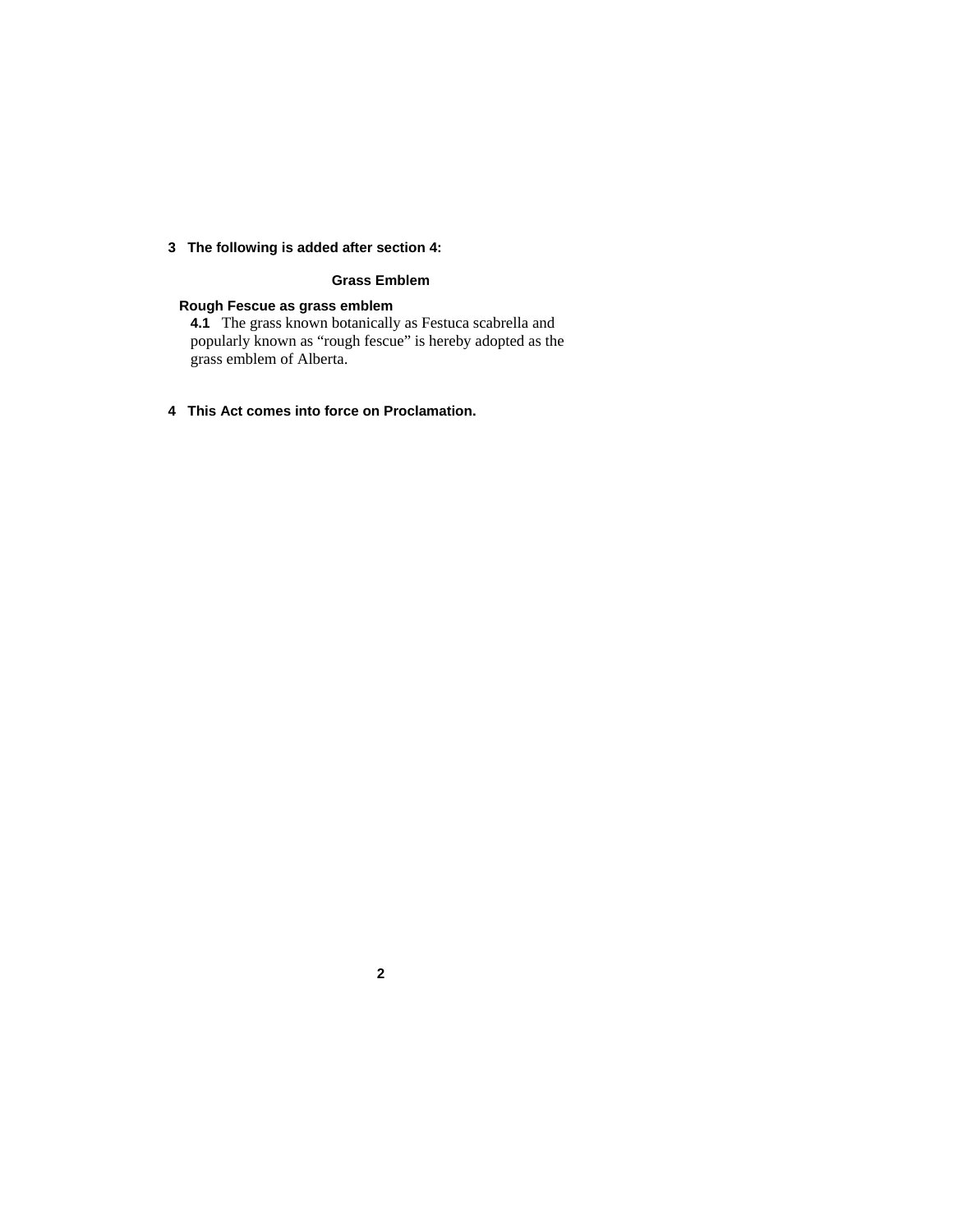**3 The following is added after section 4:**

**Grass Emblem**

**Rough Fescue as grass emblem**

**4.1** The grass known botanically as Festuca scabrella and popularly known as "rough fescue" is hereby adopted as the grass emblem of Alberta.

**4 This Act comes into force on Proclamation.**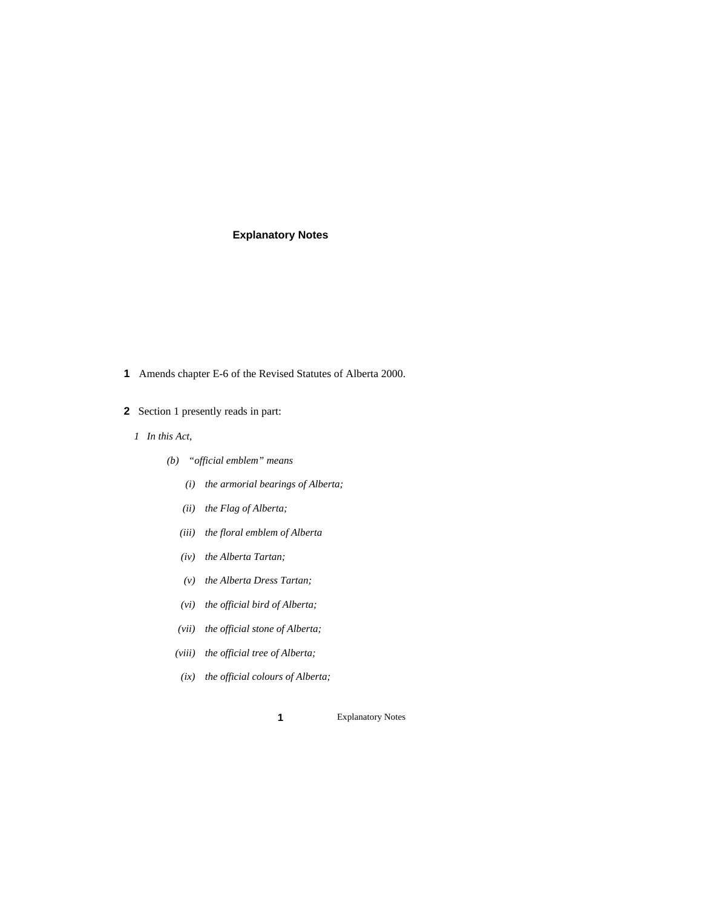## Explanatory Notes

**1** Amends chapter E-6 of the Revised Statutes of Alberta 2000.

**2** Section 1 presently reads in part:

*1 In this Act,*

*(b) "official emblem" means*

*(i) the armorial bearings of Alberta;*

*(ii) the Flag of Alberta;*

*(iii) the floral emblem of Alberta*

*(iv) the Alberta Tartan;*

*(v) the Alberta Dress Tartan;*

*(vi) the official bird of Alberta;*

*(vii) the official stone of Alberta;*

*(viii) the official tree of Alberta;*

*(ix) the official colours of Alberta;*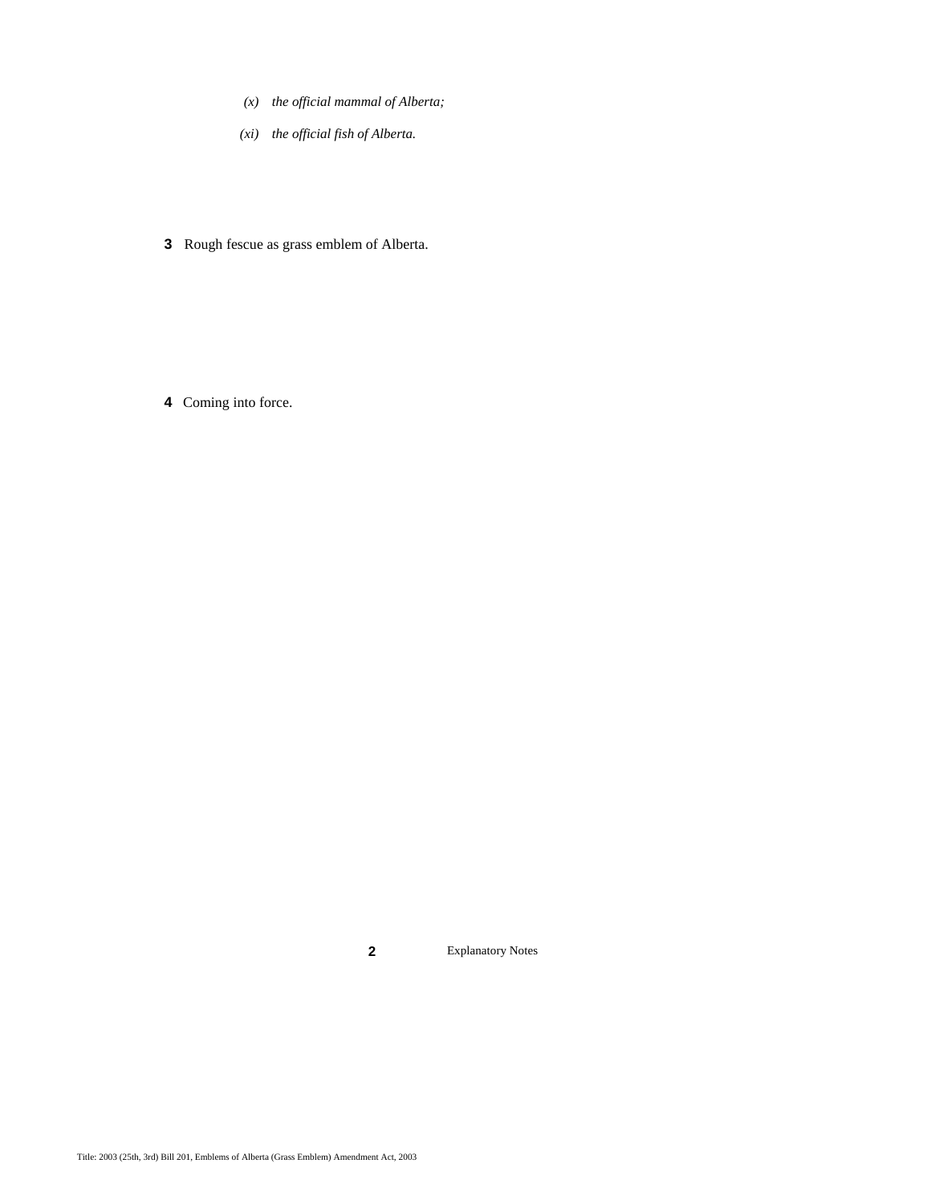*(x) the official mammal of Alberta;*

*(xi) the official fish of Alberta.*

**3** Rough fescue as grass emblem of Alberta.

**4** Coming into force.